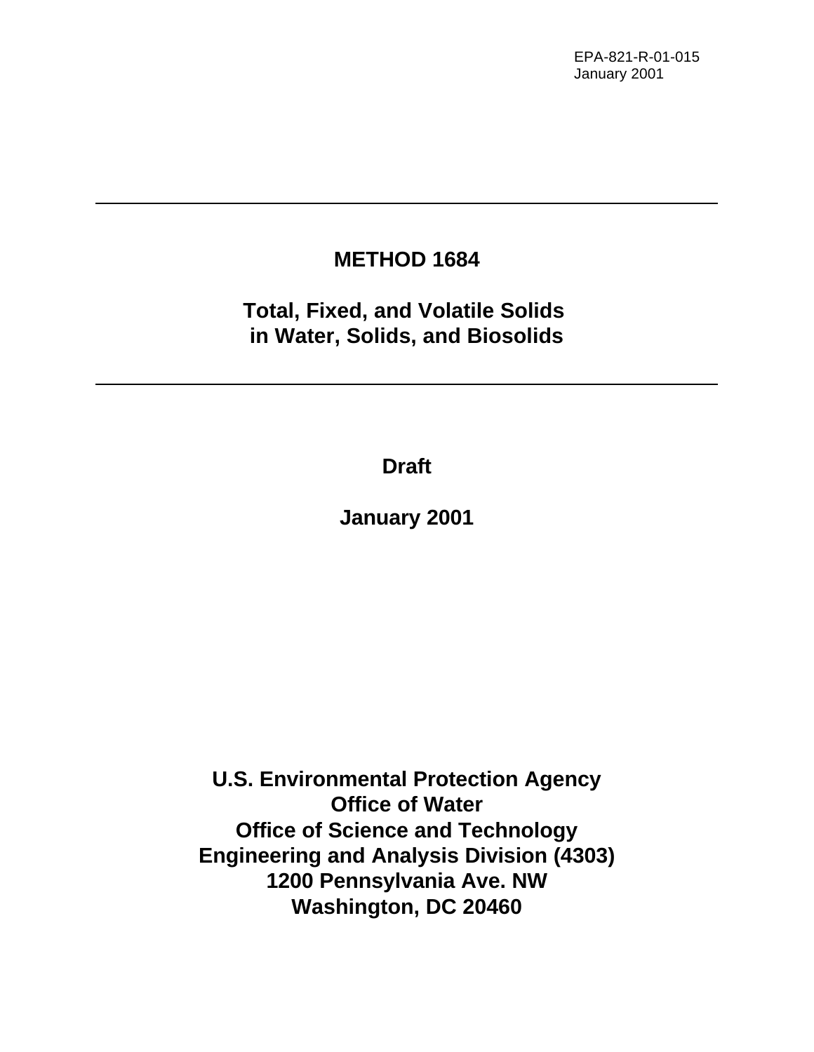EPA-821-R-01-015
January 2001

---

# METHOD 1684

## Total, Fixed, and Volatile Solids in Water, Solids, and Biosolids

---

**Draft**

**January 2001**

**U.S. Environmental Protection Agency**
**Office of Water**
**Office of Science and Technology**
**Engineering and Analysis Division (4303)**
**1200 Pennsylvania Ave. NW**
**Washington, DC 20460**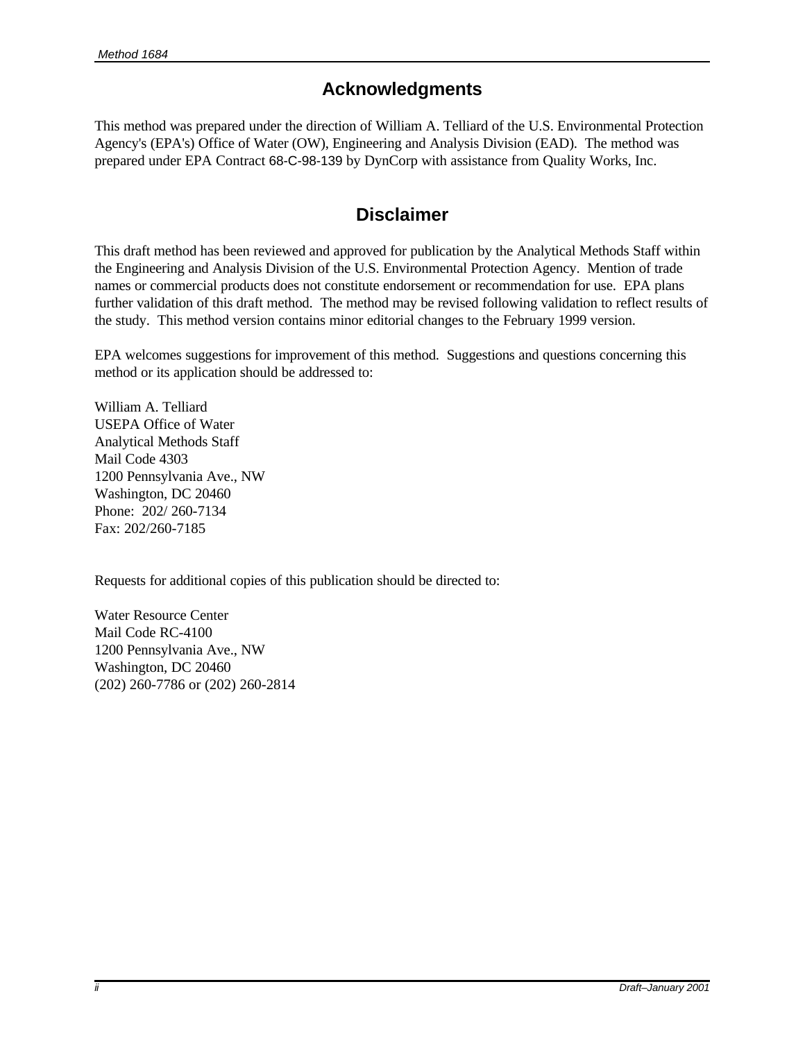## Acknowledgments

This method was prepared under the direction of William A. Telliard of the U.S. Environmental Protection Agency's (EPA's) Office of Water (OW), Engineering and Analysis Division (EAD). The method was prepared under EPA Contract 68-C-98-139 by DynCorp with assistance from Quality Works, Inc.

## Disclaimer

This draft method has been reviewed and approved for publication by the Analytical Methods Staff within the Engineering and Analysis Division of the U.S. Environmental Protection Agency. Mention of trade names or commercial products does not constitute endorsement or recommendation for use. EPA plans further validation of this draft method. The method may be revised following validation to reflect results of the study. This method version contains minor editorial changes to the February 1999 version.

EPA welcomes suggestions for improvement of this method. Suggestions and questions concerning this method or its application should be addressed to:

William A. Telliard
USEPA Office of Water
Analytical Methods Staff
Mail Code 4303
1200 Pennsylvania Ave., NW
Washington, DC 20460
Phone: 202/ 260-7134
Fax: 202/260-7185

Requests for additional copies of this publication should be directed to:

Water Resource Center
Mail Code RC-4100
1200 Pennsylvania Ave., NW
Washington, DC 20460
(202) 260-7786 or (202) 260-2814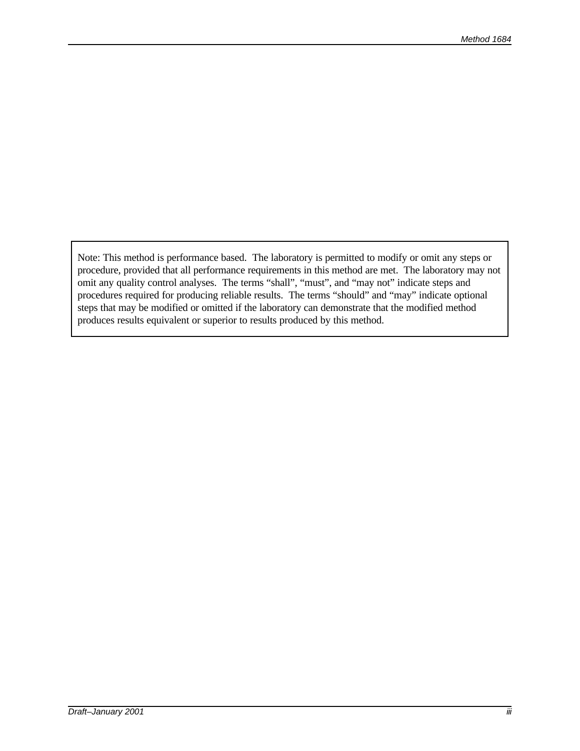Note: This method is performance based. The laboratory is permitted to modify or omit any steps or procedure, provided that all performance requirements in this method are met. The laboratory may not omit any quality control analyses. The terms "shall", "must", and "may not" indicate steps and procedures required for producing reliable results. The terms "should" and "may" indicate optional steps that may be modified or omitted if the laboratory can demonstrate that the modified method produces results equivalent or superior to results produced by this method.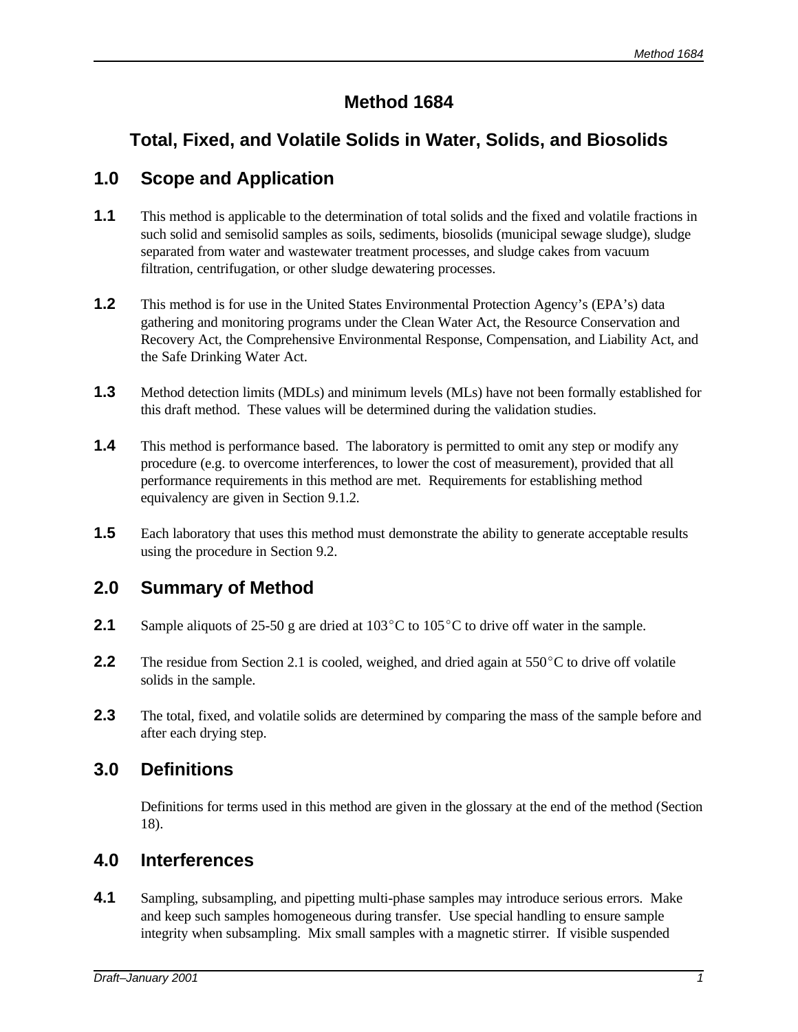# Method 1684

## Total, Fixed, and Volatile Solids in Water, Solids, and Biosolids

## 1.0 Scope and Application

**1.1** This method is applicable to the determination of total solids and the fixed and volatile fractions in such solid and semisolid samples as soils, sediments, biosolids (municipal sewage sludge), sludge separated from water and wastewater treatment processes, and sludge cakes from vacuum filtration, centrifugation, or other sludge dewatering processes.

**1.2** This method is for use in the United States Environmental Protection Agency's (EPA's) data gathering and monitoring programs under the Clean Water Act, the Resource Conservation and Recovery Act, the Comprehensive Environmental Response, Compensation, and Liability Act, and the Safe Drinking Water Act.

**1.3** Method detection limits (MDLs) and minimum levels (MLs) have not been formally established for this draft method. These values will be determined during the validation studies.

**1.4** This method is performance based. The laboratory is permitted to omit any step or modify any procedure (e.g. to overcome interferences, to lower the cost of measurement), provided that all performance requirements in this method are met. Requirements for establishing method equivalency are given in Section 9.1.2.

**1.5** Each laboratory that uses this method must demonstrate the ability to generate acceptable results using the procedure in Section 9.2.

## 2.0 Summary of Method

**2.1** Sample aliquots of 25-50 g are dried at 103°C to 105°C to drive off water in the sample.

**2.2** The residue from Section 2.1 is cooled, weighed, and dried again at 550°C to drive off volatile solids in the sample.

**2.3** The total, fixed, and volatile solids are determined by comparing the mass of the sample before and after each drying step.

## 3.0 Definitions

Definitions for terms used in this method are given in the glossary at the end of the method (Section 18).

## 4.0 Interferences

**4.1** Sampling, subsampling, and pipetting multi-phase samples may introduce serious errors. Make and keep such samples homogeneous during transfer. Use special handling to ensure sample integrity when subsampling. Mix small samples with a magnetic stirrer. If visible suspended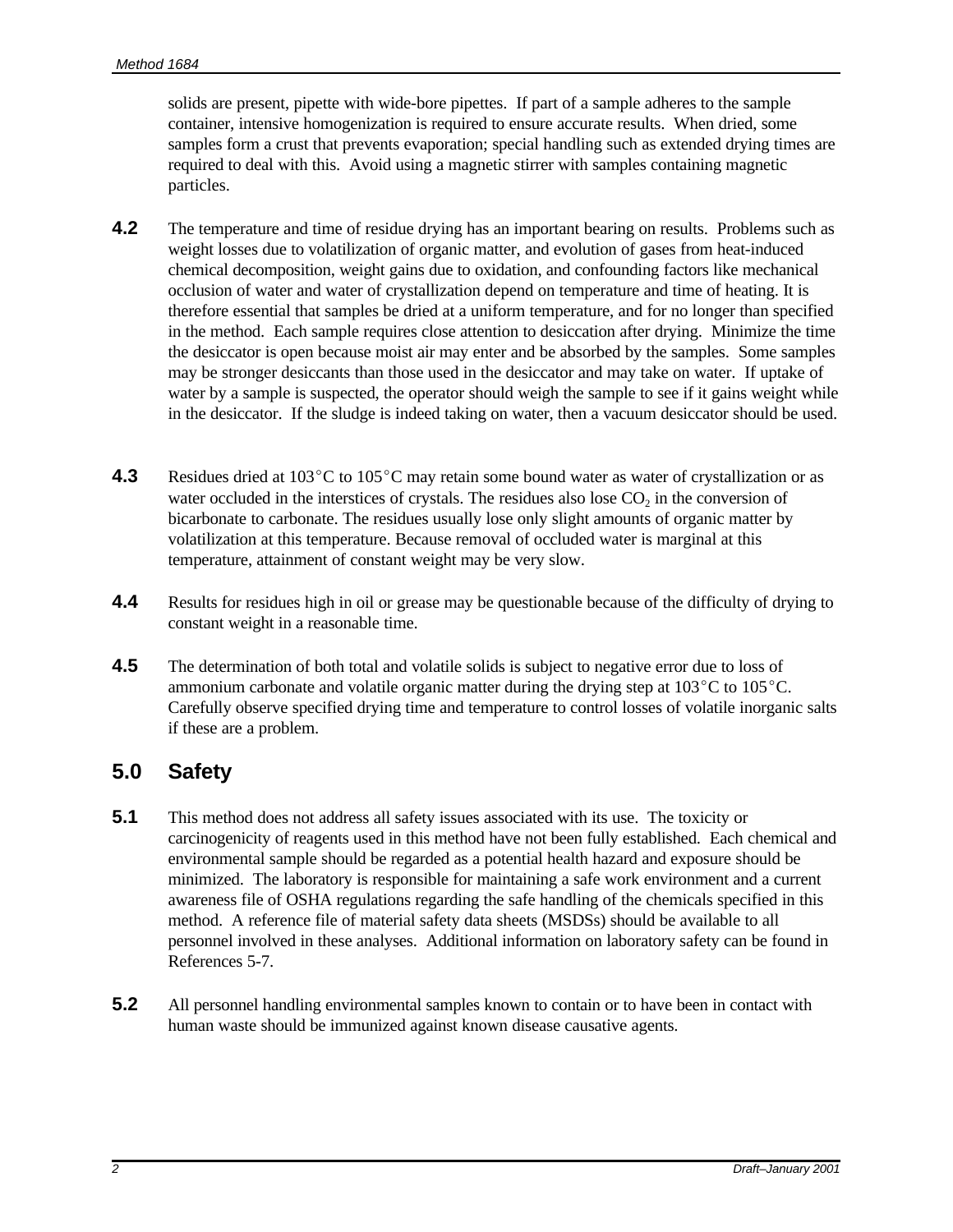solids are present, pipette with wide-bore pipettes. If part of a sample adheres to the sample container, intensive homogenization is required to ensure accurate results. When dried, some samples form a crust that prevents evaporation; special handling such as extended drying times are required to deal with this. Avoid using a magnetic stirrer with samples containing magnetic particles.

**4.2** The temperature and time of residue drying has an important bearing on results. Problems such as weight losses due to volatilization of organic matter, and evolution of gases from heat-induced chemical decomposition, weight gains due to oxidation, and confounding factors like mechanical occlusion of water and water of crystallization depend on temperature and time of heating. It is therefore essential that samples be dried at a uniform temperature, and for no longer than specified in the method. Each sample requires close attention to desiccation after drying. Minimize the time the desiccator is open because moist air may enter and be absorbed by the samples. Some samples may be stronger desiccants than those used in the desiccator and may take on water. If uptake of water by a sample is suspected, the operator should weigh the sample to see if it gains weight while in the desiccator. If the sludge is indeed taking on water, then a vacuum desiccator should be used.

**4.3** Residues dried at 103°C to 105°C may retain some bound water as water of crystallization or as water occluded in the interstices of crystals. The residues also lose $CO_2$ in the conversion of bicarbonate to carbonate. The residues usually lose only slight amounts of organic matter by volatilization at this temperature. Because removal of occluded water is marginal at this temperature, attainment of constant weight may be very slow.

**4.4** Results for residues high in oil or grease may be questionable because of the difficulty of drying to constant weight in a reasonable time.

**4.5** The determination of both total and volatile solids is subject to negative error due to loss of ammonium carbonate and volatile organic matter during the drying step at 103°C to 105°C. Carefully observe specified drying time and temperature to control losses of volatile inorganic salts if these are a problem.

## 5.0 Safety

**5.1** This method does not address all safety issues associated with its use. The toxicity or carcinogenicity of reagents used in this method have not been fully established. Each chemical and environmental sample should be regarded as a potential health hazard and exposure should be minimized. The laboratory is responsible for maintaining a safe work environment and a current awareness file of OSHA regulations regarding the safe handling of the chemicals specified in this method. A reference file of material safety data sheets (MSDSs) should be available to all personnel involved in these analyses. Additional information on laboratory safety can be found in References 5-7.

**5.2** All personnel handling environmental samples known to contain or to have been in contact with human waste should be immunized against known disease causative agents.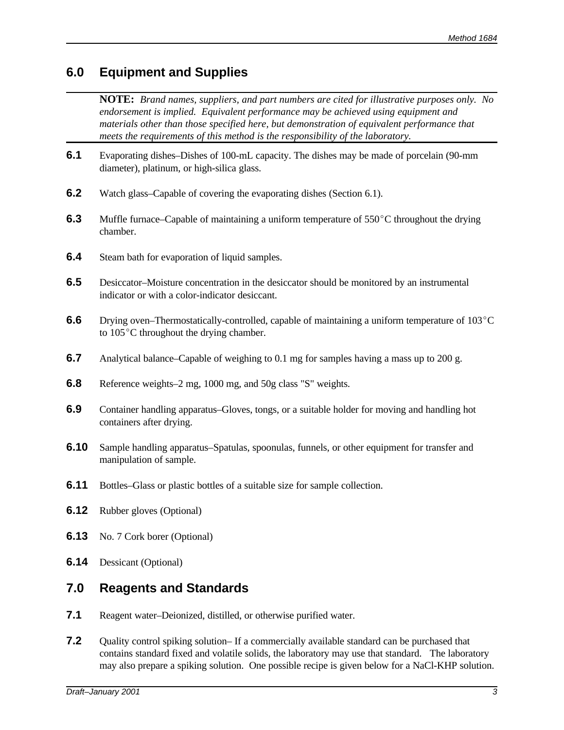## 6.0 Equipment and Supplies

> **NOTE:** *Brand names, suppliers, and part numbers are cited for illustrative purposes only. No endorsement is implied. Equivalent performance may be achieved using equipment and materials other than those specified here, but demonstration of equivalent performance that meets the requirements of this method is the responsibility of the laboratory.*

**6.1** Evaporating dishes–Dishes of 100-mL capacity. The dishes may be made of porcelain (90-mm diameter), platinum, or high-silica glass.

**6.2** Watch glass–Capable of covering the evaporating dishes (Section 6.1).

**6.3** Muffle furnace–Capable of maintaining a uniform temperature of 550°C throughout the drying chamber.

**6.4** Steam bath for evaporation of liquid samples.

**6.5** Desiccator–Moisture concentration in the desiccator should be monitored by an instrumental indicator or with a color-indicator desiccant.

**6.6** Drying oven–Thermostatically-controlled, capable of maintaining a uniform temperature of 103°C to 105°C throughout the drying chamber.

**6.7** Analytical balance–Capable of weighing to 0.1 mg for samples having a mass up to 200 g.

**6.8** Reference weights–2 mg, 1000 mg, and 50g class "S" weights.

**6.9** Container handling apparatus–Gloves, tongs, or a suitable holder for moving and handling hot containers after drying.

**6.10** Sample handling apparatus–Spatulas, spoonulas, funnels, or other equipment for transfer and manipulation of sample.

**6.11** Bottles–Glass or plastic bottles of a suitable size for sample collection.

**6.12** Rubber gloves (Optional)

**6.13** No. 7 Cork borer (Optional)

**6.14** Dessicant (Optional)

## 7.0 Reagents and Standards

**7.1** Reagent water–Deionized, distilled, or otherwise purified water.

**7.2** Quality control spiking solution– If a commercially available standard can be purchased that contains standard fixed and volatile solids, the laboratory may use that standard. The laboratory may also prepare a spiking solution. One possible recipe is given below for a NaCl-KHP solution.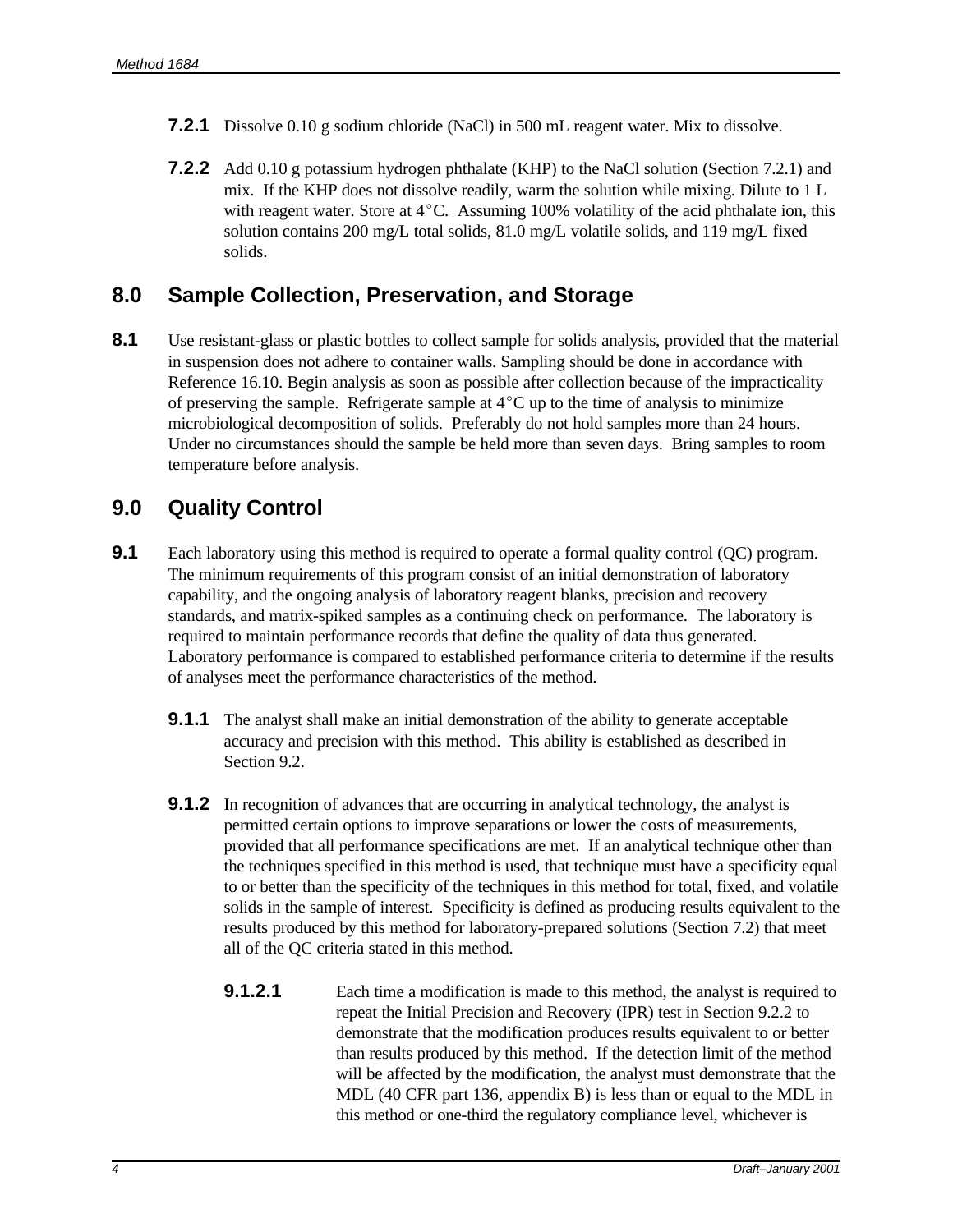**7.2.1** Dissolve 0.10 g sodium chloride (NaCl) in 500 mL reagent water. Mix to dissolve.

**7.2.2** Add 0.10 g potassium hydrogen phthalate (KHP) to the NaCl solution (Section 7.2.1) and mix. If the KHP does not dissolve readily, warm the solution while mixing. Dilute to 1 L with reagent water. Store at 4°C. Assuming 100% volatility of the acid phthalate ion, this solution contains 200 mg/L total solids, 81.0 mg/L volatile solids, and 119 mg/L fixed solids.

## 8.0 Sample Collection, Preservation, and Storage

**8.1** Use resistant-glass or plastic bottles to collect sample for solids analysis, provided that the material in suspension does not adhere to container walls. Sampling should be done in accordance with Reference 16.10. Begin analysis as soon as possible after collection because of the impracticality of preserving the sample. Refrigerate sample at 4°C up to the time of analysis to minimize microbiological decomposition of solids. Preferably do not hold samples more than 24 hours. Under no circumstances should the sample be held more than seven days. Bring samples to room temperature before analysis.

## 9.0 Quality Control

**9.1** Each laboratory using this method is required to operate a formal quality control (QC) program. The minimum requirements of this program consist of an initial demonstration of laboratory capability, and the ongoing analysis of laboratory reagent blanks, precision and recovery standards, and matrix-spiked samples as a continuing check on performance. The laboratory is required to maintain performance records that define the quality of data thus generated. Laboratory performance is compared to established performance criteria to determine if the results of analyses meet the performance characteristics of the method.

**9.1.1** The analyst shall make an initial demonstration of the ability to generate acceptable accuracy and precision with this method. This ability is established as described in Section 9.2.

**9.1.2** In recognition of advances that are occurring in analytical technology, the analyst is permitted certain options to improve separations or lower the costs of measurements, provided that all performance specifications are met. If an analytical technique other than the techniques specified in this method is used, that technique must have a specificity equal to or better than the specificity of the techniques in this method for total, fixed, and volatile solids in the sample of interest. Specificity is defined as producing results equivalent to the results produced by this method for laboratory-prepared solutions (Section 7.2) that meet all of the QC criteria stated in this method.

**9.1.2.1** Each time a modification is made to this method, the analyst is required to repeat the Initial Precision and Recovery (IPR) test in Section 9.2.2 to demonstrate that the modification produces results equivalent to or better than results produced by this method. If the detection limit of the method will be affected by the modification, the analyst must demonstrate that the MDL (40 CFR part 136, appendix B) is less than or equal to the MDL in this method or one-third the regulatory compliance level, whichever is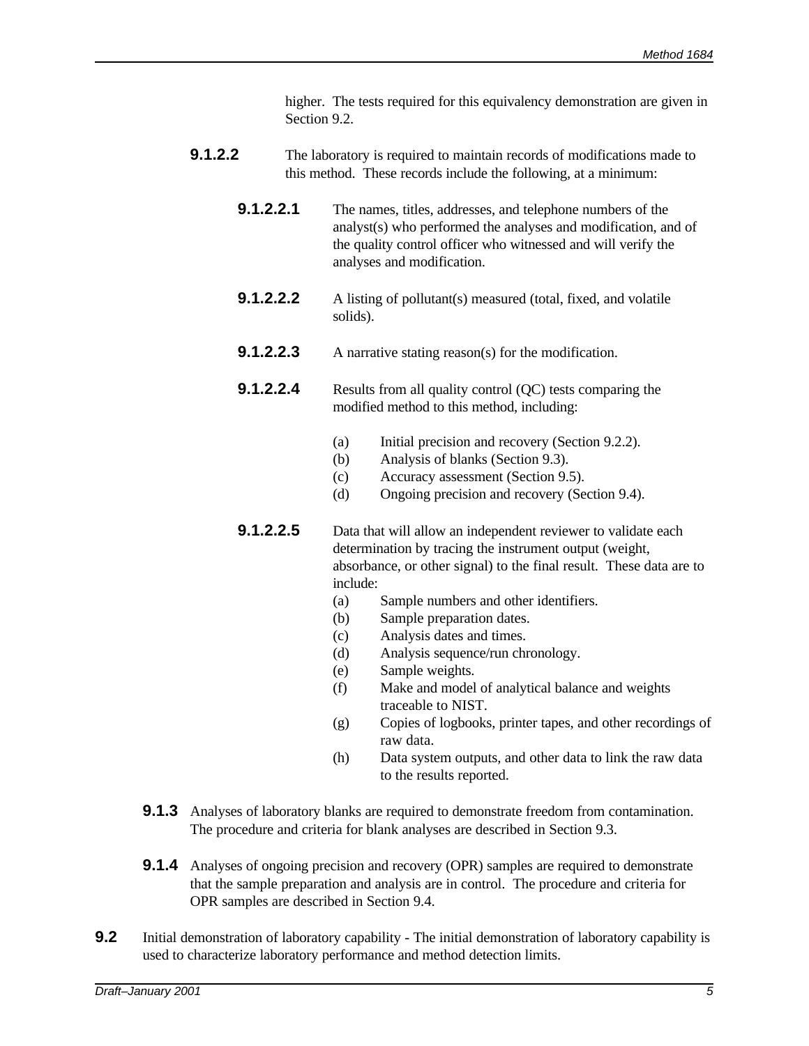higher. The tests required for this equivalency demonstration are given in Section 9.2.

**9.1.2.2** The laboratory is required to maintain records of modifications made to this method. These records include the following, at a minimum:

**9.1.2.2.1** The names, titles, addresses, and telephone numbers of the analyst(s) who performed the analyses and modification, and of the quality control officer who witnessed and will verify the analyses and modification.

**9.1.2.2.2** A listing of pollutant(s) measured (total, fixed, and volatile solids).

**9.1.2.2.3** A narrative stating reason(s) for the modification.

**9.1.2.2.4** Results from all quality control (QC) tests comparing the modified method to this method, including:

- (a) Initial precision and recovery (Section 9.2.2).
- (b) Analysis of blanks (Section 9.3).
- (c) Accuracy assessment (Section 9.5).
- (d) Ongoing precision and recovery (Section 9.4).

**9.1.2.2.5** Data that will allow an independent reviewer to validate each determination by tracing the instrument output (weight, absorbance, or other signal) to the final result. These data are to include:

- (a) Sample numbers and other identifiers.
- (b) Sample preparation dates.
- (c) Analysis dates and times.
- (d) Analysis sequence/run chronology.
- (e) Sample weights.
- (f) Make and model of analytical balance and weights traceable to NIST.
- (g) Copies of logbooks, printer tapes, and other recordings of raw data.
- (h) Data system outputs, and other data to link the raw data to the results reported.

**9.1.3** Analyses of laboratory blanks are required to demonstrate freedom from contamination. The procedure and criteria for blank analyses are described in Section 9.3.

**9.1.4** Analyses of ongoing precision and recovery (OPR) samples are required to demonstrate that the sample preparation and analysis are in control. The procedure and criteria for OPR samples are described in Section 9.4.

**9.2** Initial demonstration of laboratory capability - The initial demonstration of laboratory capability is used to characterize laboratory performance and method detection limits.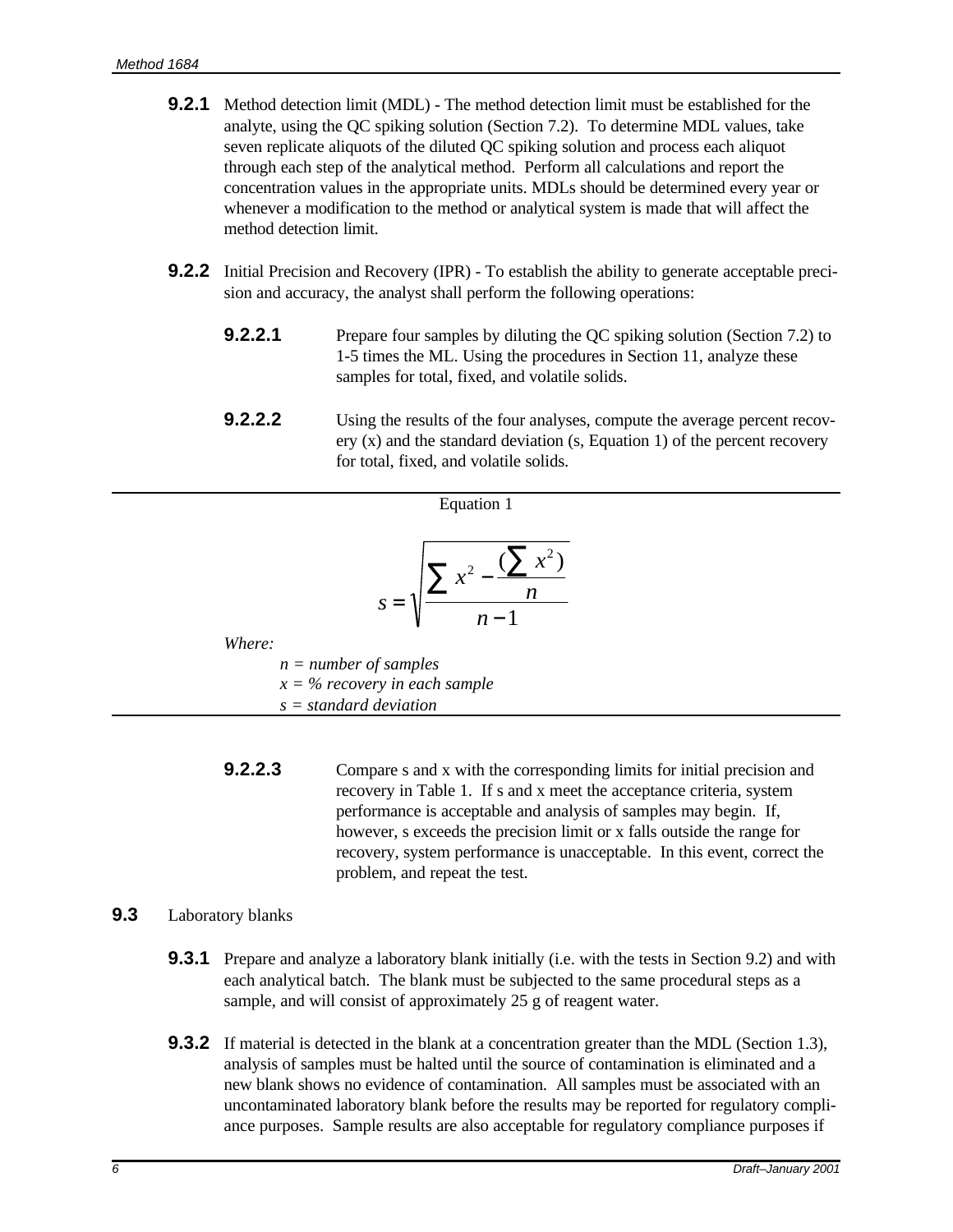**9.2.1** Method detection limit (MDL) - The method detection limit must be established for the analyte, using the QC spiking solution (Section 7.2). To determine MDL values, take seven replicate aliquots of the diluted QC spiking solution and process each aliquot through each step of the analytical method. Perform all calculations and report the concentration values in the appropriate units. MDLs should be determined every year or whenever a modification to the method or analytical system is made that will affect the method detection limit.

**9.2.2** Initial Precision and Recovery (IPR) - To establish the ability to generate acceptable precision and accuracy, the analyst shall perform the following operations:

**9.2.2.1** Prepare four samples by diluting the QC spiking solution (Section 7.2) to 1-5 times the ML. Using the procedures in Section 11, analyze these samples for total, fixed, and volatile solids.

**9.2.2.2** Using the results of the four analyses, compute the average percent recovery (x) and the standard deviation (s, Equation 1) of the percent recovery for total, fixed, and volatile solids.

Equation 1

$$s = \sqrt{\frac{\sum x^2 - \frac{(\sum x^2)}{n}}{n-1}}$$

*Where:*

*n = number of samples*
*x = % recovery in each sample*
*s = standard deviation*

**9.2.2.3** Compare s and x with the corresponding limits for initial precision and recovery in Table 1. If s and x meet the acceptance criteria, system performance is acceptable and analysis of samples may begin. If, however, s exceeds the precision limit or x falls outside the range for recovery, system performance is unacceptable. In this event, correct the problem, and repeat the test.

**9.3** Laboratory blanks

**9.3.1** Prepare and analyze a laboratory blank initially (i.e. with the tests in Section 9.2) and with each analytical batch. The blank must be subjected to the same procedural steps as a sample, and will consist of approximately 25 g of reagent water.

**9.3.2** If material is detected in the blank at a concentration greater than the MDL (Section 1.3), analysis of samples must be halted until the source of contamination is eliminated and a new blank shows no evidence of contamination. All samples must be associated with an uncontaminated laboratory blank before the results may be reported for regulatory compliance purposes. Sample results are also acceptable for regulatory compliance purposes if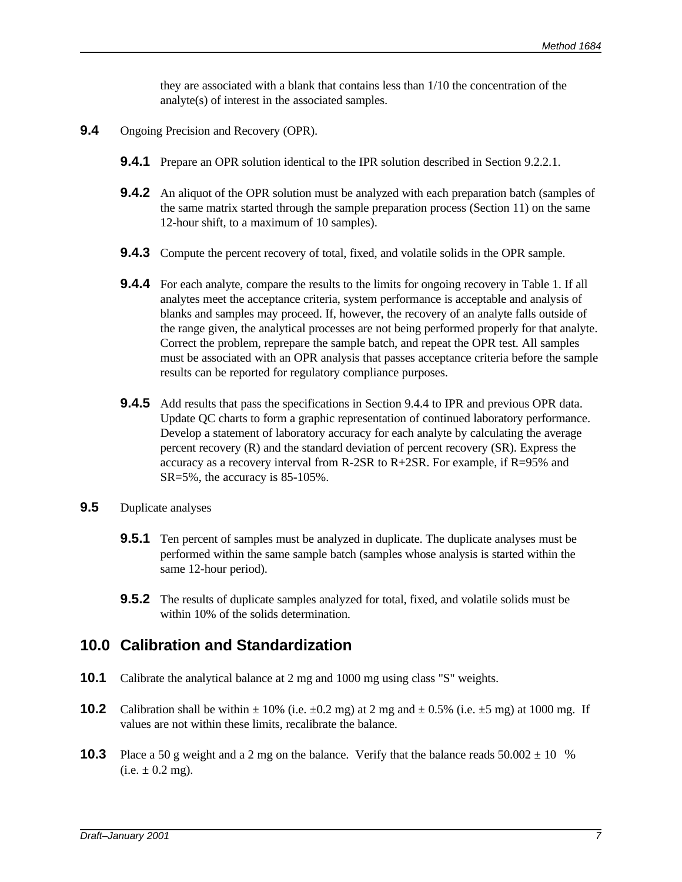they are associated with a blank that contains less than 1/10 the concentration of the analyte(s) of interest in the associated samples.

**9.4** Ongoing Precision and Recovery (OPR).

**9.4.1** Prepare an OPR solution identical to the IPR solution described in Section 9.2.2.1.

**9.4.2** An aliquot of the OPR solution must be analyzed with each preparation batch (samples of the same matrix started through the sample preparation process (Section 11) on the same 12-hour shift, to a maximum of 10 samples).

**9.4.3** Compute the percent recovery of total, fixed, and volatile solids in the OPR sample.

**9.4.4** For each analyte, compare the results to the limits for ongoing recovery in Table 1. If all analytes meet the acceptance criteria, system performance is acceptable and analysis of blanks and samples may proceed. If, however, the recovery of an analyte falls outside of the range given, the analytical processes are not being performed properly for that analyte. Correct the problem, reprepare the sample batch, and repeat the OPR test. All samples must be associated with an OPR analysis that passes acceptance criteria before the sample results can be reported for regulatory compliance purposes.

**9.4.5** Add results that pass the specifications in Section 9.4.4 to IPR and previous OPR data. Update QC charts to form a graphic representation of continued laboratory performance. Develop a statement of laboratory accuracy for each analyte by calculating the average percent recovery (R) and the standard deviation of percent recovery (SR). Express the accuracy as a recovery interval from R-2SR to R+2SR. For example, if R=95% and SR=5%, the accuracy is 85-105%.

**9.5** Duplicate analyses

**9.5.1** Ten percent of samples must be analyzed in duplicate. The duplicate analyses must be performed within the same sample batch (samples whose analysis is started within the same 12-hour period).

**9.5.2** The results of duplicate samples analyzed for total, fixed, and volatile solids must be within 10% of the solids determination.

## 10.0 Calibration and Standardization

**10.1** Calibrate the analytical balance at 2 mg and 1000 mg using class "S" weights.

**10.2** Calibration shall be within ± 10% (i.e. ±0.2 mg) at 2 mg and ± 0.5% (i.e. ±5 mg) at 1000 mg. If values are not within these limits, recalibrate the balance.

**10.3** Place a 50 g weight and a 2 mg on the balance. Verify that the balance reads 50.002 ± 10 % (i.e. ± 0.2 mg).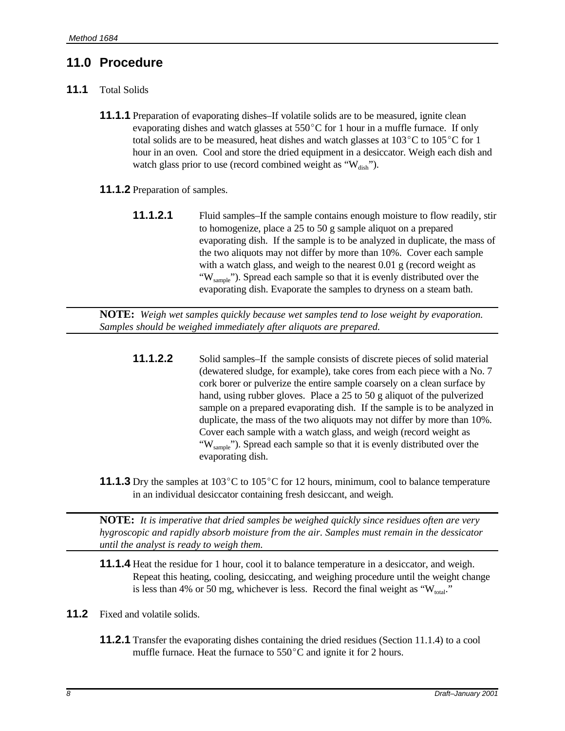## 11.0 Procedure

**11.1** Total Solids

**11.1.1** Preparation of evaporating dishes–If volatile solids are to be measured, ignite clean evaporating dishes and watch glasses at 550°C for 1 hour in a muffle furnace. If only total solids are to be measured, heat dishes and watch glasses at 103°C to 105°C for 1 hour in an oven. Cool and store the dried equipment in a desiccator. Weigh each dish and watch glass prior to use (record combined weight as "$W_{dish}$").

**11.1.2** Preparation of samples.

**11.1.2.1** Fluid samples–If the sample contains enough moisture to flow readily, stir to homogenize, place a 25 to 50 g sample aliquot on a prepared evaporating dish. If the sample is to be analyzed in duplicate, the mass of the two aliquots may not differ by more than 10%. Cover each sample with a watch glass, and weigh to the nearest 0.01 g (record weight as "$W_{sample}$"). Spread each sample so that it is evenly distributed over the evaporating dish. Evaporate the samples to dryness on a steam bath.

---

**NOTE:** *Weigh wet samples quickly because wet samples tend to lose weight by evaporation. Samples should be weighed immediately after aliquots are prepared.*

---

**11.1.2.2** Solid samples–If the sample consists of discrete pieces of solid material (dewatered sludge, for example), take cores from each piece with a No. 7 cork borer or pulverize the entire sample coarsely on a clean surface by hand, using rubber gloves. Place a 25 to 50 g aliquot of the pulverized sample on a prepared evaporating dish. If the sample is to be analyzed in duplicate, the mass of the two aliquots may not differ by more than 10%. Cover each sample with a watch glass, and weigh (record weight as "$W_{sample}$"). Spread each sample so that it is evenly distributed over the evaporating dish.

**11.1.3** Dry the samples at 103°C to 105°C for 12 hours, minimum, cool to balance temperature in an individual desiccator containing fresh desiccant, and weigh.

---

**NOTE:** *It is imperative that dried samples be weighed quickly since residues often are very hygroscopic and rapidly absorb moisture from the air. Samples must remain in the dessicator until the analyst is ready to weigh them.*

---

**11.1.4** Heat the residue for 1 hour, cool it to balance temperature in a desiccator, and weigh. Repeat this heating, cooling, desiccating, and weighing procedure until the weight change is less than 4% or 50 mg, whichever is less. Record the final weight as "$W_{total}$."

**11.2** Fixed and volatile solids.

**11.2.1** Transfer the evaporating dishes containing the dried residues (Section 11.1.4) to a cool muffle furnace. Heat the furnace to 550°C and ignite it for 2 hours.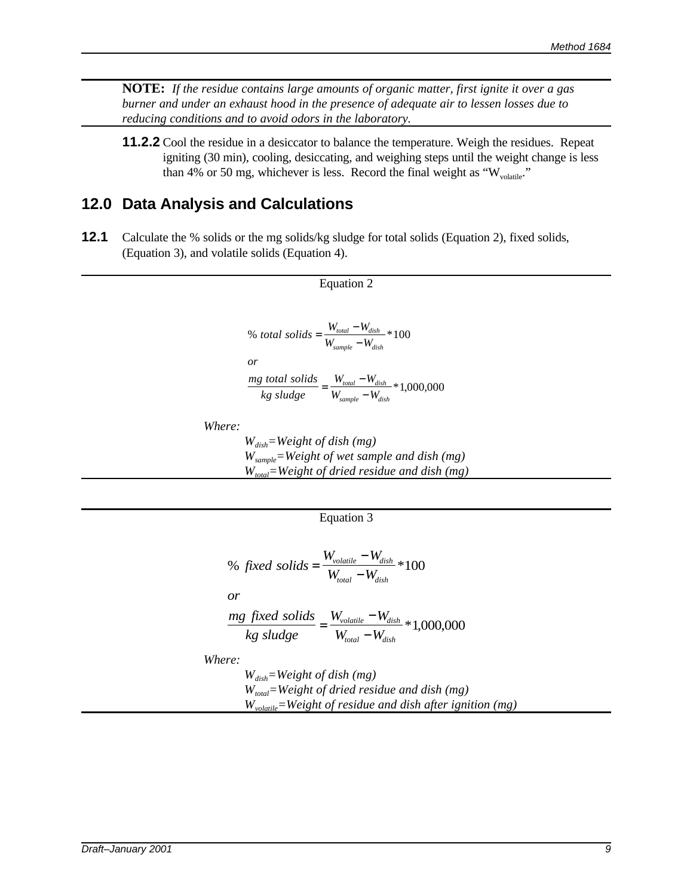**NOTE:** *If the residue contains large amounts of organic matter, first ignite it over a gas burner and under an exhaust hood in the presence of adequate air to lessen losses due to reducing conditions and to avoid odors in the laboratory.*

**11.2.2** Cool the residue in a desiccator to balance the temperature. Weigh the residues. Repeat igniting (30 min), cooling, desiccating, and weighing steps until the weight change is less than 4% or 50 mg, whichever is less. Record the final weight as "$W_{volatile}$."

## 12.0 Data Analysis and Calculations

**12.1** Calculate the % solids or the mg solids/kg sludge for total solids (Equation 2), fixed solids, (Equation 3), and volatile solids (Equation 4).

Equation 2

$$\%\ total\ solids = \frac{W_{total} - W_{dish}}{W_{sample} - W_{dish}} * 100$$

*or*

$$\frac{mg\ total\ solids}{kg\ sludge} = \frac{W_{total} - W_{dish}}{W_{sample} - W_{dish}} * 1{,}000{,}000$$

*Where:*

- $W_{dish}$ = *Weight of dish (mg)*
- $W_{sample}$ = *Weight of wet sample and dish (mg)*
- $W_{total}$ = *Weight of dried residue and dish (mg)*

Equation 3

$$\%\ fixed\ solids = \frac{W_{volatile} - W_{dish}}{W_{total} - W_{dish}} * 100$$

*or*

$$\frac{mg\ fixed\ solids}{kg\ sludge} = \frac{W_{volatile} - W_{dish}}{W_{total} - W_{dish}} * 1{,}000{,}000$$

*Where:*

- $W_{dish}$ = *Weight of dish (mg)*
- $W_{total}$ = *Weight of dried residue and dish (mg)*
- $W_{volatile}$ = *Weight of residue and dish after ignition (mg)*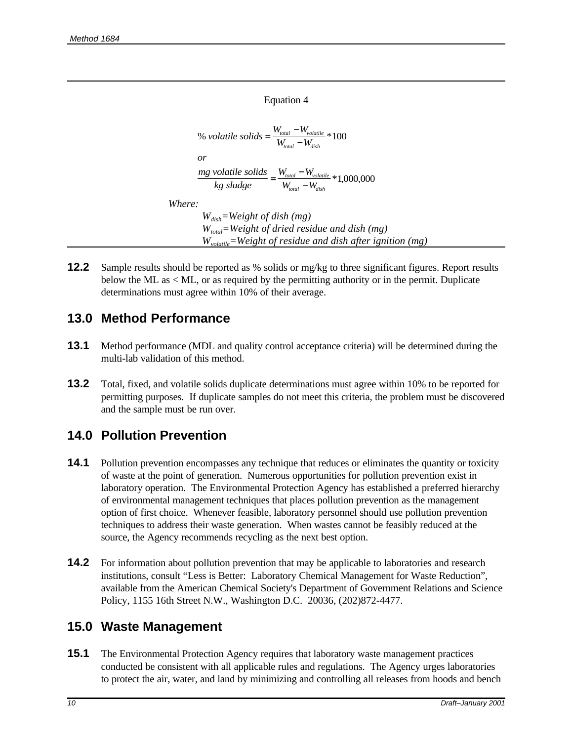Equation 4

$$\%\ volatile\ solids = \frac{W_{total} - W_{volatile}}{W_{total} - W_{dish}} * 100$$

*or*

$$\frac{mg\ volatile\ solids}{kg\ sludge} = \frac{W_{total} - W_{volatile}}{W_{total} - W_{dish}} * 1{,}000{,}000$$

*Where:*

$W_{dish}$=*Weight of dish (mg)*
$W_{total}$=*Weight of dried residue and dish (mg)*
$W_{volatile}$=*Weight of residue and dish after ignition (mg)*

**12.2** Sample results should be reported as % solids or mg/kg to three significant figures. Report results below the ML as < ML, or as required by the permitting authority or in the permit. Duplicate determinations must agree within 10% of their average.

## 13.0 Method Performance

**13.1** Method performance (MDL and quality control acceptance criteria) will be determined during the multi-lab validation of this method.

**13.2** Total, fixed, and volatile solids duplicate determinations must agree within 10% to be reported for permitting purposes. If duplicate samples do not meet this criteria, the problem must be discovered and the sample must be run over.

## 14.0 Pollution Prevention

**14.1** Pollution prevention encompasses any technique that reduces or eliminates the quantity or toxicity of waste at the point of generation. Numerous opportunities for pollution prevention exist in laboratory operation. The Environmental Protection Agency has established a preferred hierarchy of environmental management techniques that places pollution prevention as the management option of first choice. Whenever feasible, laboratory personnel should use pollution prevention techniques to address their waste generation. When wastes cannot be feasibly reduced at the source, the Agency recommends recycling as the next best option.

**14.2** For information about pollution prevention that may be applicable to laboratories and research institutions, consult "Less is Better: Laboratory Chemical Management for Waste Reduction", available from the American Chemical Society's Department of Government Relations and Science Policy, 1155 16th Street N.W., Washington D.C. 20036, (202)872-4477.

## 15.0 Waste Management

**15.1** The Environmental Protection Agency requires that laboratory waste management practices conducted be consistent with all applicable rules and regulations. The Agency urges laboratories to protect the air, water, and land by minimizing and controlling all releases from hoods and bench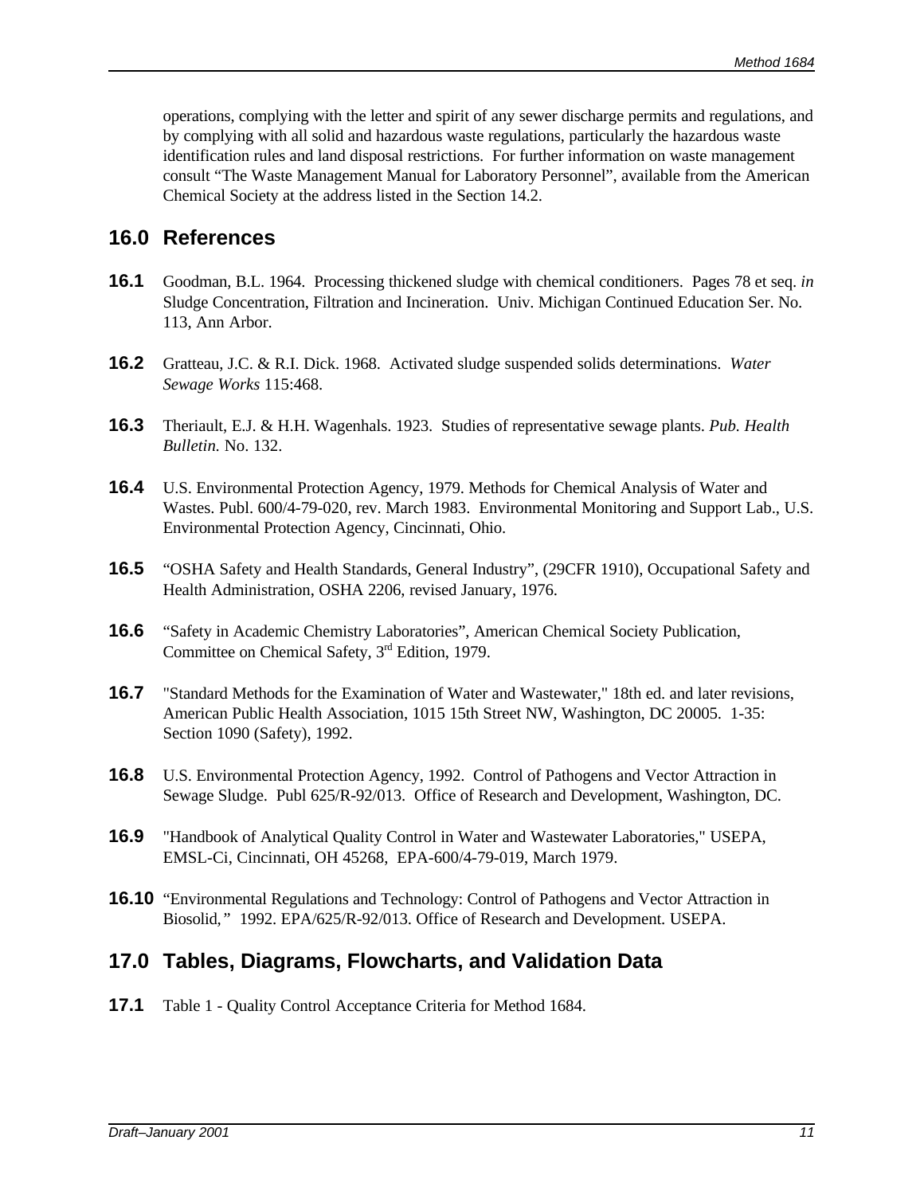operations, complying with the letter and spirit of any sewer discharge permits and regulations, and by complying with all solid and hazardous waste regulations, particularly the hazardous waste identification rules and land disposal restrictions. For further information on waste management consult "The Waste Management Manual for Laboratory Personnel", available from the American Chemical Society at the address listed in the Section 14.2.

## 16.0 References

**16.1** Goodman, B.L. 1964. Processing thickened sludge with chemical conditioners. Pages 78 et seq. *in* Sludge Concentration, Filtration and Incineration. Univ. Michigan Continued Education Ser. No. 113, Ann Arbor.

**16.2** Gratteau, J.C. & R.I. Dick. 1968. Activated sludge suspended solids determinations. *Water Sewage Works* 115:468.

**16.3** Theriault, E.J. & H.H. Wagenhals. 1923. Studies of representative sewage plants. *Pub. Health Bulletin.* No. 132.

**16.4** U.S. Environmental Protection Agency, 1979. Methods for Chemical Analysis of Water and Wastes. Publ. 600/4-79-020, rev. March 1983. Environmental Monitoring and Support Lab., U.S. Environmental Protection Agency, Cincinnati, Ohio.

**16.5** "OSHA Safety and Health Standards, General Industry", (29CFR 1910), Occupational Safety and Health Administration, OSHA 2206, revised January, 1976.

**16.6** "Safety in Academic Chemistry Laboratories", American Chemical Society Publication, Committee on Chemical Safety, 3rd Edition, 1979.

**16.7** "Standard Methods for the Examination of Water and Wastewater," 18th ed. and later revisions, American Public Health Association, 1015 15th Street NW, Washington, DC 20005. 1-35: Section 1090 (Safety), 1992.

**16.8** U.S. Environmental Protection Agency, 1992. Control of Pathogens and Vector Attraction in Sewage Sludge. Publ 625/R-92/013. Office of Research and Development, Washington, DC.

**16.9** "Handbook of Analytical Quality Control in Water and Wastewater Laboratories," USEPA, EMSL-Ci, Cincinnati, OH 45268, EPA-600/4-79-019, March 1979.

**16.10** "Environmental Regulations and Technology: Control of Pathogens and Vector Attraction in Biosolid," 1992. EPA/625/R-92/013. Office of Research and Development. USEPA.

## 17.0 Tables, Diagrams, Flowcharts, and Validation Data

**17.1** Table 1 - Quality Control Acceptance Criteria for Method 1684.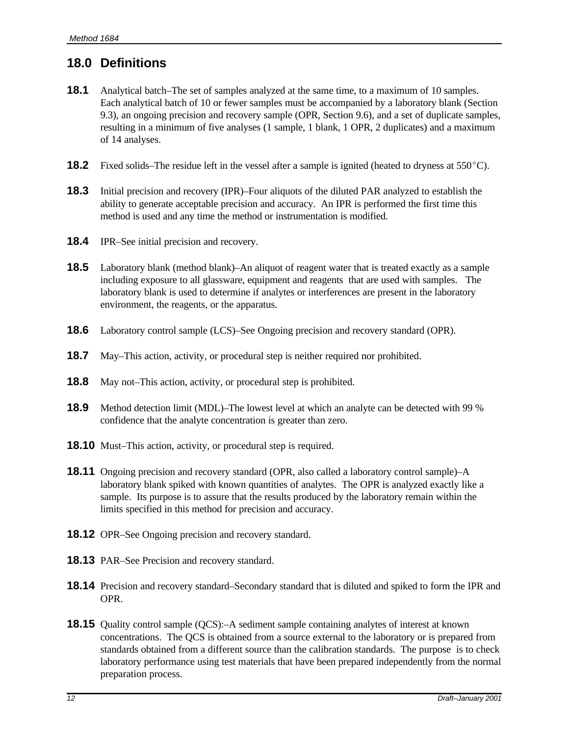## 18.0 Definitions

**18.1** Analytical batch–The set of samples analyzed at the same time, to a maximum of 10 samples. Each analytical batch of 10 or fewer samples must be accompanied by a laboratory blank (Section 9.3), an ongoing precision and recovery sample (OPR, Section 9.6), and a set of duplicate samples, resulting in a minimum of five analyses (1 sample, 1 blank, 1 OPR, 2 duplicates) and a maximum of 14 analyses.

**18.2** Fixed solids–The residue left in the vessel after a sample is ignited (heated to dryness at 550°C).

**18.3** Initial precision and recovery (IPR)–Four aliquots of the diluted PAR analyzed to establish the ability to generate acceptable precision and accuracy. An IPR is performed the first time this method is used and any time the method or instrumentation is modified.

**18.4** IPR–See initial precision and recovery.

**18.5** Laboratory blank (method blank)–An aliquot of reagent water that is treated exactly as a sample including exposure to all glassware, equipment and reagents that are used with samples. The laboratory blank is used to determine if analytes or interferences are present in the laboratory environment, the reagents, or the apparatus.

**18.6** Laboratory control sample (LCS)–See Ongoing precision and recovery standard (OPR).

**18.7** May–This action, activity, or procedural step is neither required nor prohibited.

**18.8** May not–This action, activity, or procedural step is prohibited.

**18.9** Method detection limit (MDL)–The lowest level at which an analyte can be detected with 99 % confidence that the analyte concentration is greater than zero.

**18.10** Must–This action, activity, or procedural step is required.

**18.11** Ongoing precision and recovery standard (OPR, also called a laboratory control sample)–A laboratory blank spiked with known quantities of analytes. The OPR is analyzed exactly like a sample. Its purpose is to assure that the results produced by the laboratory remain within the limits specified in this method for precision and accuracy.

**18.12** OPR–See Ongoing precision and recovery standard.

**18.13** PAR–See Precision and recovery standard.

**18.14** Precision and recovery standard–Secondary standard that is diluted and spiked to form the IPR and OPR.

**18.15** Quality control sample (QCS):–A sediment sample containing analytes of interest at known concentrations. The QCS is obtained from a source external to the laboratory or is prepared from standards obtained from a different source than the calibration standards. The purpose is to check laboratory performance using test materials that have been prepared independently from the normal preparation process.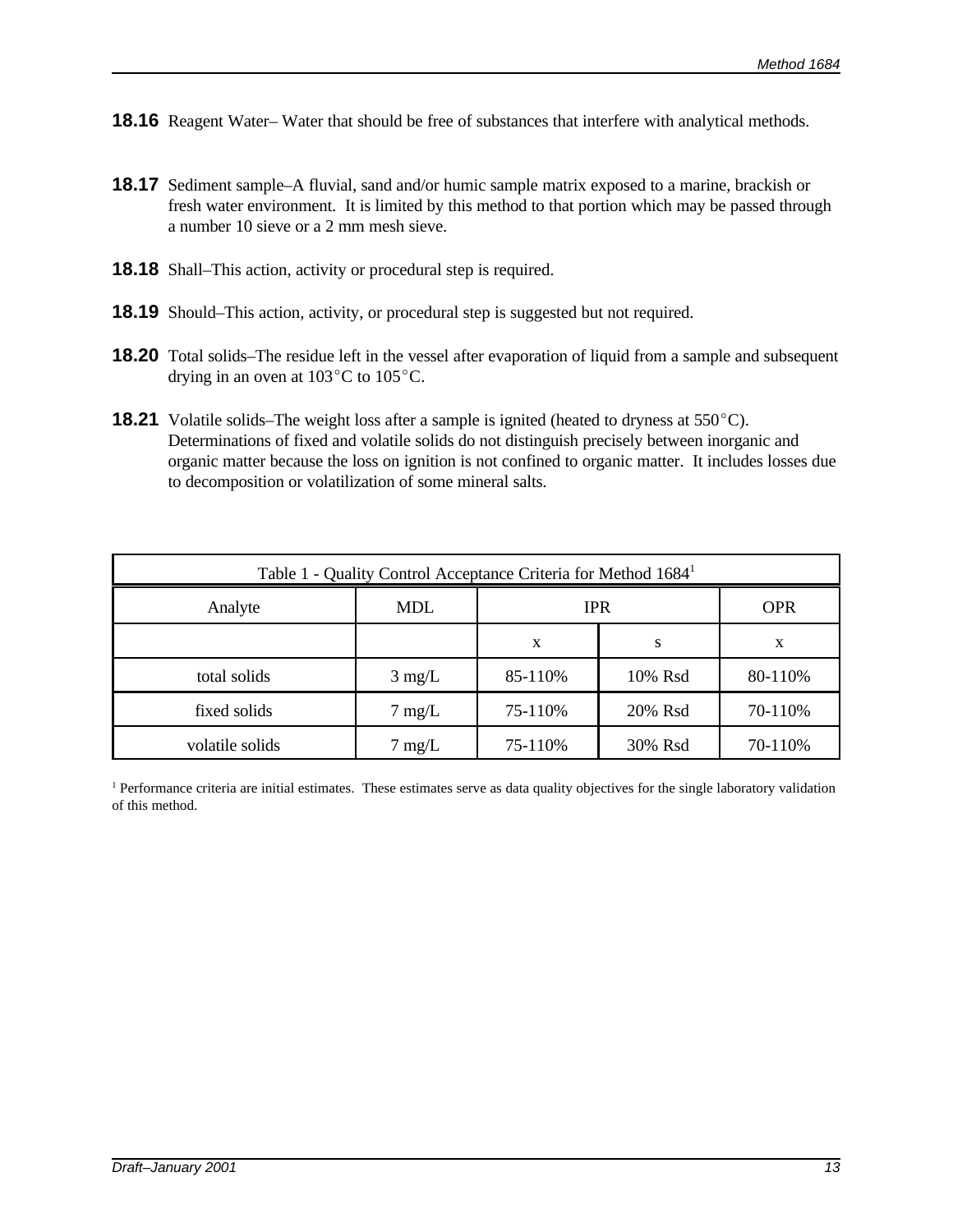**18.16** Reagent Water– Water that should be free of substances that interfere with analytical methods.

**18.17** Sediment sample–A fluvial, sand and/or humic sample matrix exposed to a marine, brackish or fresh water environment. It is limited by this method to that portion which may be passed through a number 10 sieve or a 2 mm mesh sieve.

**18.18** Shall–This action, activity or procedural step is required.

**18.19** Should–This action, activity, or procedural step is suggested but not required.

**18.20** Total solids–The residue left in the vessel after evaporation of liquid from a sample and subsequent drying in an oven at 103°C to 105°C.

**18.21** Volatile solids–The weight loss after a sample is ignited (heated to dryness at 550°C). Determinations of fixed and volatile solids do not distinguish precisely between inorganic and organic matter because the loss on ignition is not confined to organic matter. It includes losses due to decomposition or volatilization of some mineral salts.

Table 1 - Quality Control Acceptance Criteria for Method 1684[1]

| Analyte | MDL | IPR | | OPR |
|---|---|---|---|---|
| | | x | s | x |
| total solids | 3 mg/L | 85-110% | 10% Rsd | 80-110% |
| fixed solids | 7 mg/L | 75-110% | 20% Rsd | 70-110% |
| volatile solids | 7 mg/L | 75-110% | 30% Rsd | 70-110% |

[1] Performance criteria are initial estimates. These estimates serve as data quality objectives for the single laboratory validation of this method.